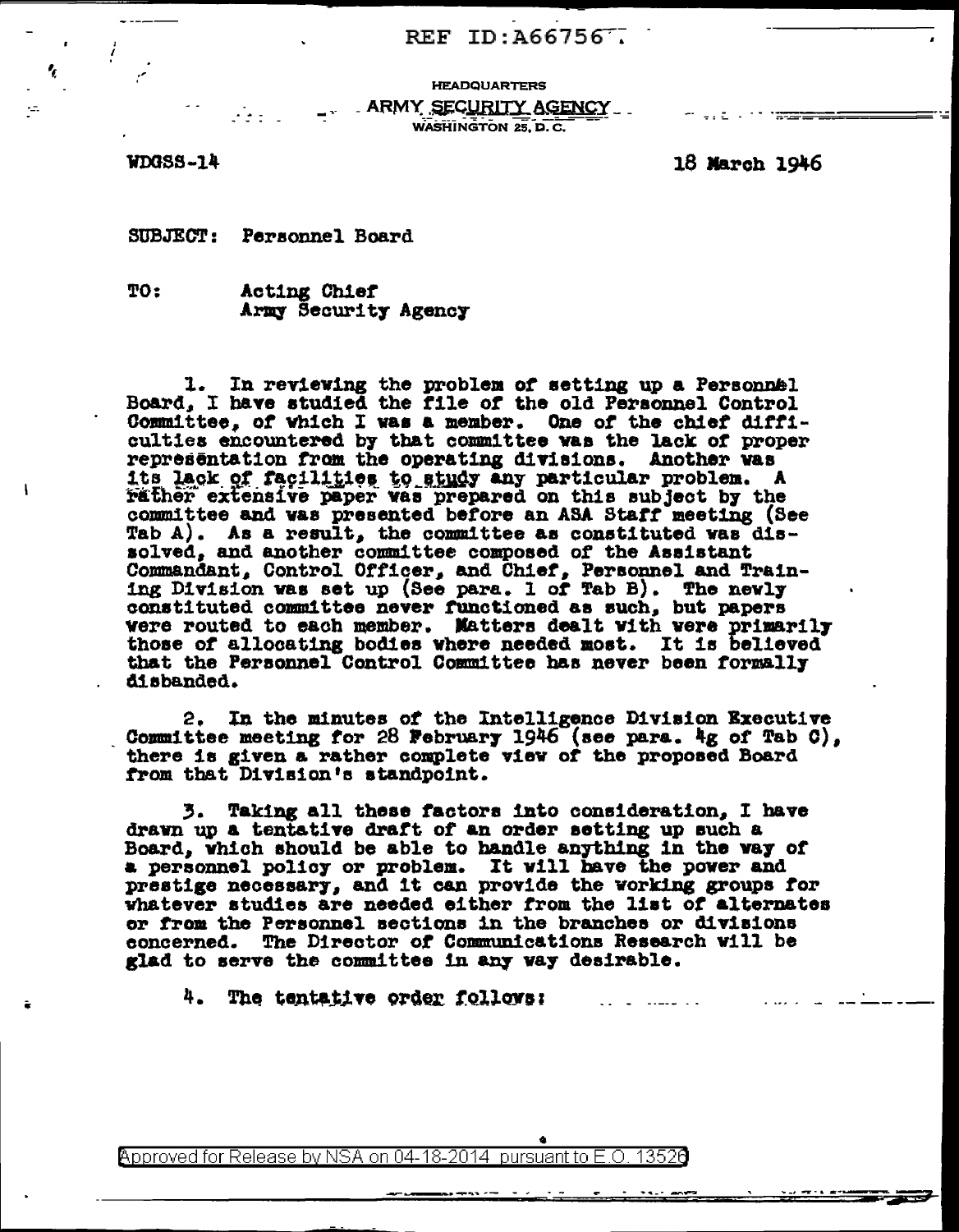REF ID:A66756

HEADQUARTERS
ARMY SECURITY AGENCY
WASHINGTON 25, D. C.

WDGSS-14

18 March 1946

SUBJECT: Personnel Board

TO: Acting Chief
Army Security Agency

1. In reviewing the problem of setting up a Personnel Board, I have studied the file of the old Personnel Control Committee, of which I was a member. One of the chief difficulties encountered by that committee was the lack of proper representation from the operating divisions. Another was its lack of facilities to study any particular problem. A rather extensive paper was prepared on this subject by the committee and was presented before an ASA Staff meeting (See Tab A). As a result, the committee as constituted was dissolved, and another committee composed of the Assistant Commandant, Control Officer, and Chief, Personnel and Training Division was set up (See para. 1 of Tab B). The newly constituted committee never functioned as such, but papers were routed to each member. Matters dealt with were primarily those of allocating bodies where needed most. It is believed that the Personnel Control Committee has never been formally disbanded.

2. In the minutes of the Intelligence Division Executive Committee meeting for 28 February 1946 (see para. 4g of Tab C), there is given a rather complete view of the proposed Board from that Division's standpoint.

3. Taking all these factors into consideration, I have drawn up a tentative draft of an order setting up such a Board, which should be able to handle anything in the way of a personnel policy or problem. It will have the power and prestige necessary, and it can provide the working groups for whatever studies are needed either from the list of alternates or from the Personnel sections in the branches or divisions concerned. The Director of Communications Research will be glad to serve the committee in any way desirable.

4. The tentative order follows:

Approved for Release by NSA on 04-18-2014 pursuant to E.O. 13526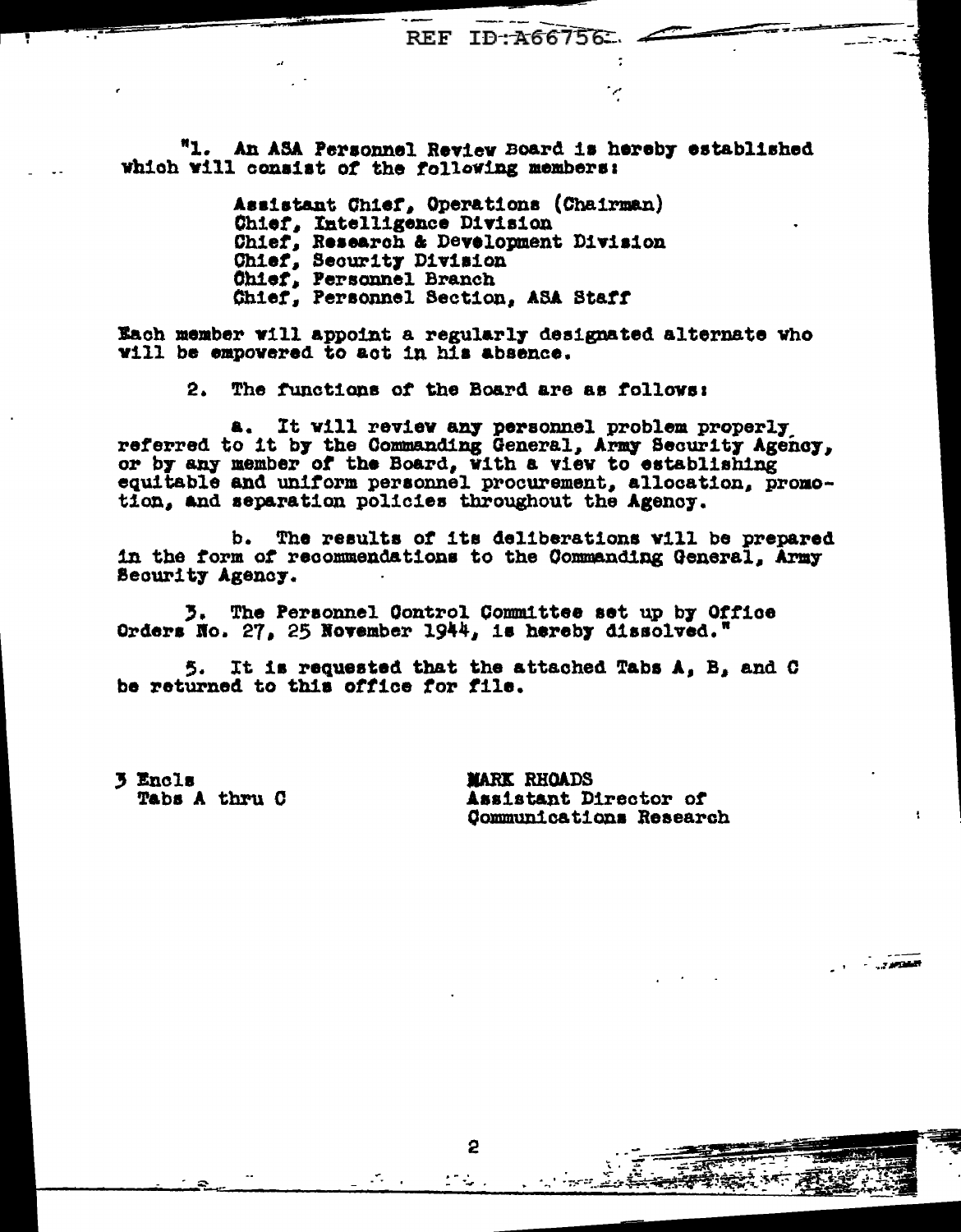REF ID:A66756

"1. An ASA Personnel Review Board is hereby established which will consist of the following members:

Assistant Chief, Operations (Chairman)
Chief, Intelligence Division
Chief, Research & Development Division
Chief, Security Division
Chief, Personnel Branch
Chief, Personnel Section, ASA Staff

Each member will appoint a regularly designated alternate who will be empowered to act in his absence.

2. The functions of the Board are as follows:

a. It will review any personnel problem properly referred to it by the Commanding General, Army Security Agency, or by any member of the Board, with a view to establishing equitable and uniform personnel procurement, allocation, promotion, and separation policies throughout the Agency.

b. The results of its deliberations will be prepared in the form of recommendations to the Commanding General, Army Security Agency.

3. The Personnel Control Committee set up by Office Orders No. 27, 25 November 1944, is hereby dissolved."

5. It is requested that the attached Tabs A, B, and C be returned to this office for file.

3 Encls
Tabs A thru C

MARK RHOADS
Assistant Director of
Communications Research